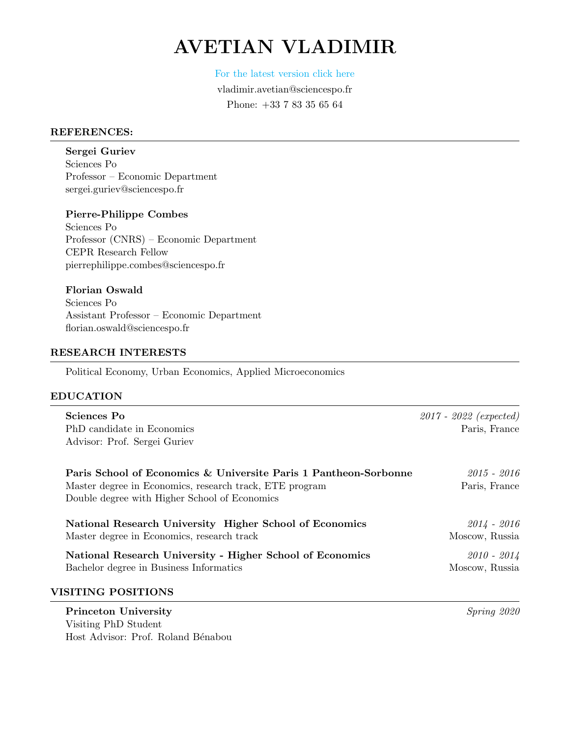# AVETIAN VLADIMIR

For the latest version click here

vladimir.avetian@sciencespo.fr

Phone: +33 7 83 35 65 64

## REFERENCES:

**Sergei Guriev**
Sciences Po
Professor – Economic Department
sergei.guriev@sciencespo.fr

**Pierre-Philippe Combes**
Sciences Po
Professor (CNRS) – Economic Department
CEPR Research Fellow
pierrephilippe.combes@sciencespo.fr

**Florian Oswald**
Sciences Po
Assistant Professor – Economic Department
florian.oswald@sciencespo.fr

## RESEARCH INTERESTS

Political Economy, Urban Economics, Applied Microeconomics

## EDUCATION

**Sciences Po** — *2017 - 2022 (expected)*
PhD candidate in Economics — Paris, France
Advisor: Prof. Sergei Guriev

**Paris School of Economics & Universite Paris 1 Pantheon-Sorbonne** — *2015 - 2016*
Master degree in Economics, research track, ETE program — Paris, France
Double degree with Higher School of Economics

**National Research University  Higher School of Economics** — *2014 - 2016*
Master degree in Economics, research track — Moscow, Russia

**National Research University - Higher School of Economics** — *2010 - 2014*
Bachelor degree in Business Informatics — Moscow, Russia

## VISITING POSITIONS

**Princeton University** — *Spring 2020*
Visiting PhD Student
Host Advisor: Prof. Roland Bénabou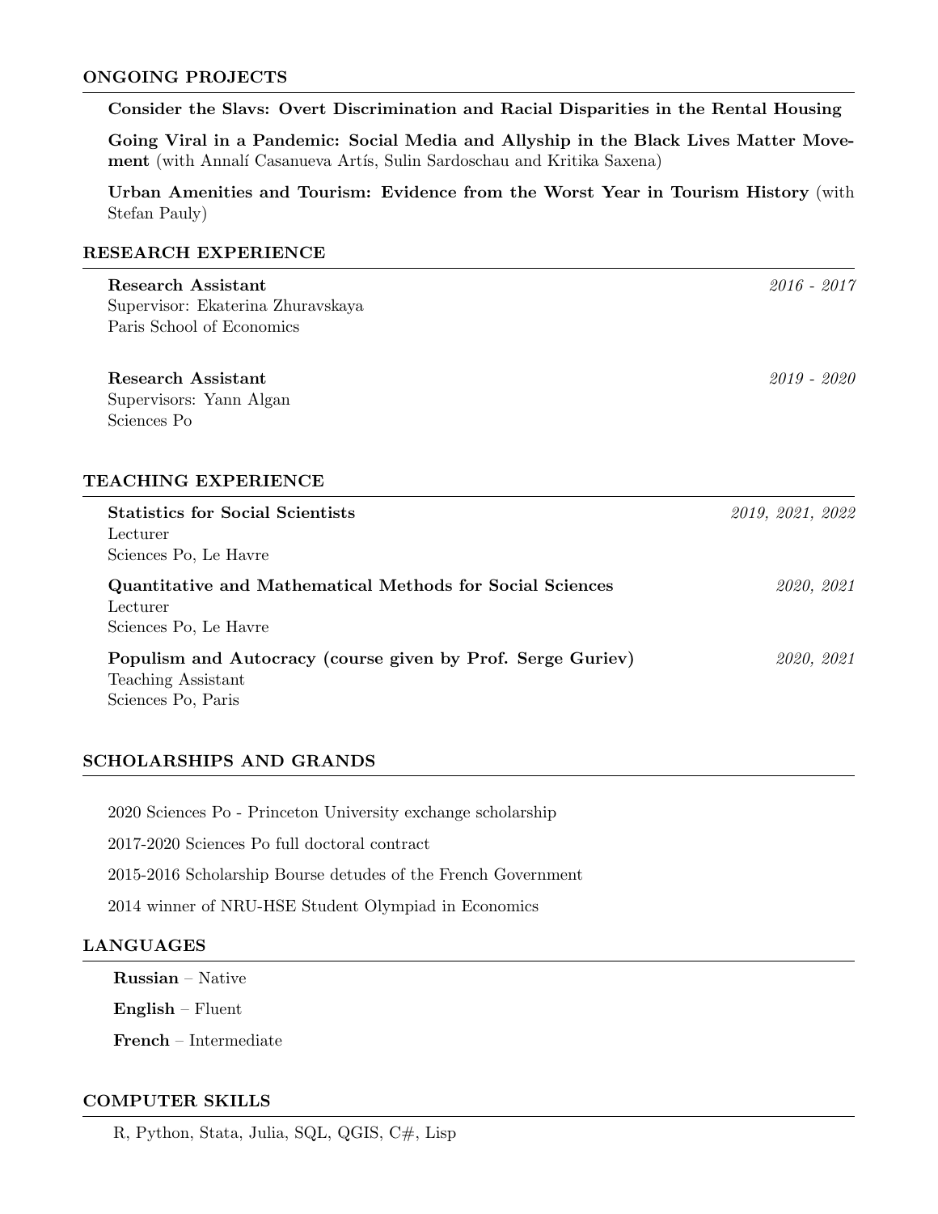## ONGOING PROJECTS

**Consider the Slavs: Overt Discrimination and Racial Disparities in the Rental Housing**

**Going Viral in a Pandemic: Social Media and Allyship in the Black Lives Matter Movement** (with Annalí Casanueva Artís, Sulin Sardoschau and Kritika Saxena)

**Urban Amenities and Tourism: Evidence from the Worst Year in Tourism History** (with Stefan Pauly)

## RESEARCH EXPERIENCE

**Research Assistant** *2016 - 2017*
Supervisor: Ekaterina Zhuravskaya
Paris School of Economics

**Research Assistant** *2019 - 2020*
Supervisors: Yann Algan
Sciences Po

## TEACHING EXPERIENCE

**Statistics for Social Scientists** *2019, 2021, 2022*
Lecturer
Sciences Po, Le Havre

**Quantitative and Mathematical Methods for Social Sciences** *2020, 2021*
Lecturer
Sciences Po, Le Havre

**Populism and Autocracy (course given by Prof. Serge Guriev)** *2020, 2021*
Teaching Assistant
Sciences Po, Paris

## SCHOLARSHIPS AND GRANDS

2020 Sciences Po - Princeton University exchange scholarship

2017-2020 Sciences Po full doctoral contract

2015-2016 Scholarship Bourse detudes of the French Government

2014 winner of NRU-HSE Student Olympiad in Economics

## LANGUAGES

**Russian** – Native

**English** – Fluent

**French** – Intermediate

## COMPUTER SKILLS

R, Python, Stata, Julia, SQL, QGIS, C#, Lisp